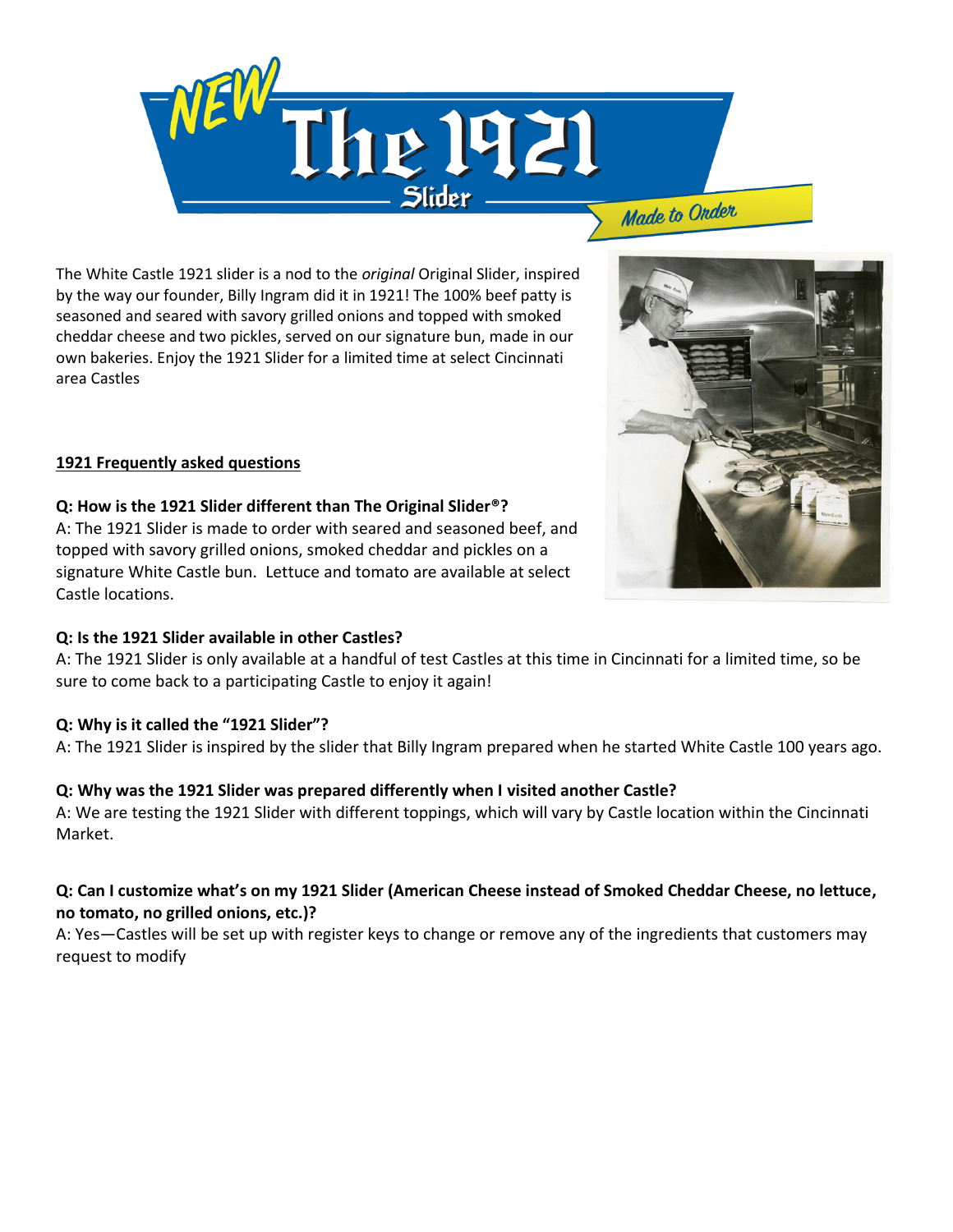# NEW The 1921 Slider

*Made to Order*

The White Castle 1921 slider is a nod to the *original* Original Slider, inspired by the way our founder, Billy Ingram did it in 1921! The 100% beef patty is seasoned and seared with savory grilled onions and topped with smoked cheddar cheese and two pickles, served on our signature bun, made in our own bakeries. Enjoy the 1921 Slider for a limited time at select Cincinnati area Castles

## 1921 Frequently asked questions

**Q: How is the 1921 Slider different than The Original Slider®?**

A: The 1921 Slider is made to order with seared and seasoned beef, and topped with savory grilled onions, smoked cheddar and pickles on a signature White Castle bun. Lettuce and tomato are available at select Castle locations.

**Q: Is the 1921 Slider available in other Castles?**

A: The 1921 Slider is only available at a handful of test Castles at this time in Cincinnati for a limited time, so be sure to come back to a participating Castle to enjoy it again!

**Q: Why is it called the "1921 Slider"?**

A: The 1921 Slider is inspired by the slider that Billy Ingram prepared when he started White Castle 100 years ago.

**Q: Why was the 1921 Slider was prepared differently when I visited another Castle?**

A: We are testing the 1921 Slider with different toppings, which will vary by Castle location within the Cincinnati Market.

**Q: Can I customize what's on my 1921 Slider (American Cheese instead of Smoked Cheddar Cheese, no lettuce, no tomato, no grilled onions, etc.)?**

A: Yes—Castles will be set up with register keys to change or remove any of the ingredients that customers may request to modify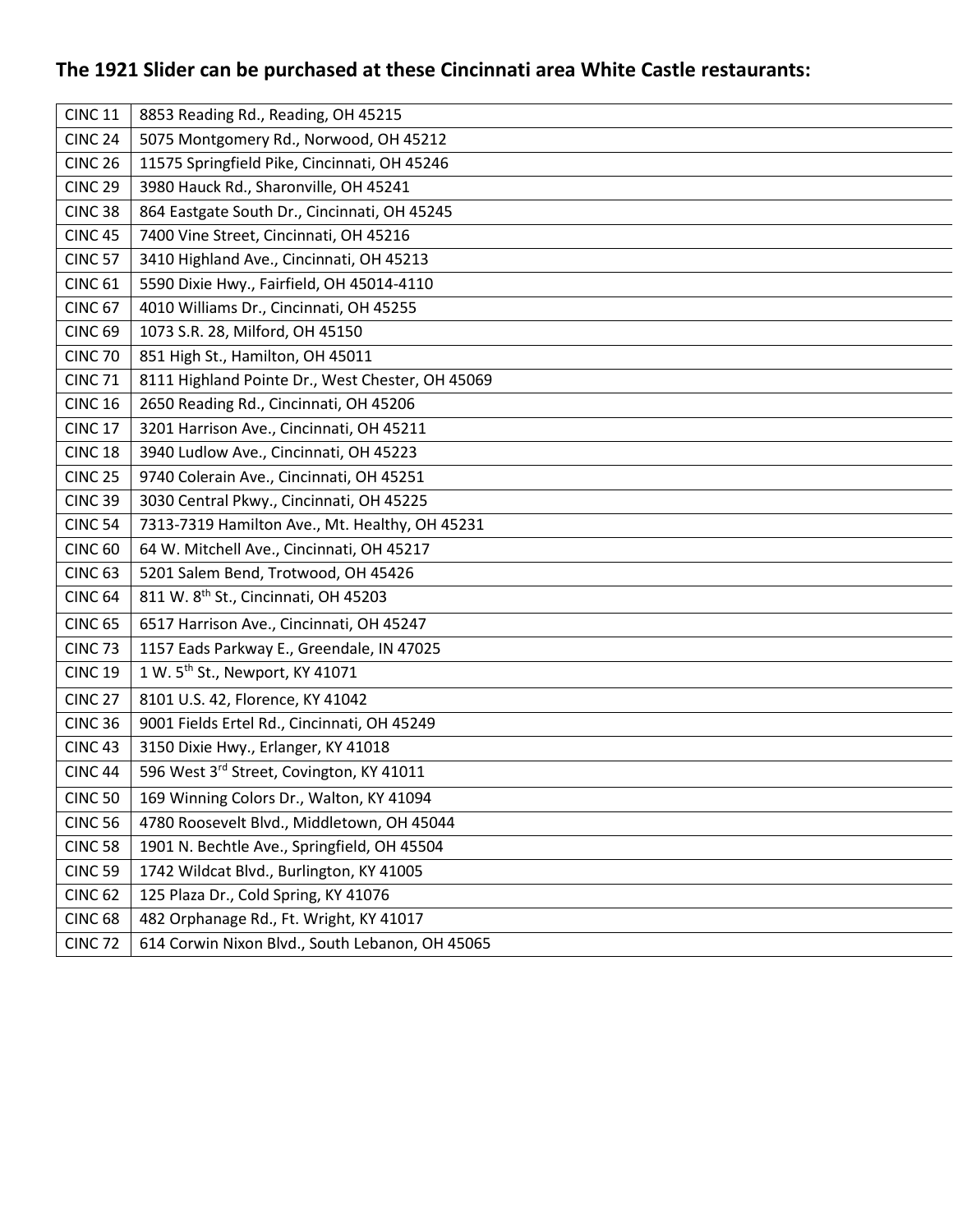**The 1921 Slider can be purchased at these Cincinnati area White Castle restaurants:**

| | |
|---|---|
| CINC 11 | 8853 Reading Rd., Reading, OH 45215 |
| CINC 24 | 5075 Montgomery Rd., Norwood, OH 45212 |
| CINC 26 | 11575 Springfield Pike, Cincinnati, OH 45246 |
| CINC 29 | 3980 Hauck Rd., Sharonville, OH 45241 |
| CINC 38 | 864 Eastgate South Dr., Cincinnati, OH 45245 |
| CINC 45 | 7400 Vine Street, Cincinnati, OH 45216 |
| CINC 57 | 3410 Highland Ave., Cincinnati, OH 45213 |
| CINC 61 | 5590 Dixie Hwy., Fairfield, OH 45014-4110 |
| CINC 67 | 4010 Williams Dr., Cincinnati, OH 45255 |
| CINC 69 | 1073 S.R. 28, Milford, OH 45150 |
| CINC 70 | 851 High St., Hamilton, OH 45011 |
| CINC 71 | 8111 Highland Pointe Dr., West Chester, OH 45069 |
| CINC 16 | 2650 Reading Rd., Cincinnati, OH 45206 |
| CINC 17 | 3201 Harrison Ave., Cincinnati, OH 45211 |
| CINC 18 | 3940 Ludlow Ave., Cincinnati, OH 45223 |
| CINC 25 | 9740 Colerain Ave., Cincinnati, OH 45251 |
| CINC 39 | 3030 Central Pkwy., Cincinnati, OH 45225 |
| CINC 54 | 7313-7319 Hamilton Ave., Mt. Healthy, OH 45231 |
| CINC 60 | 64 W. Mitchell Ave., Cincinnati, OH 45217 |
| CINC 63 | 5201 Salem Bend, Trotwood, OH 45426 |
| CINC 64 | 811 W. 8th St., Cincinnati, OH 45203 |
| CINC 65 | 6517 Harrison Ave., Cincinnati, OH 45247 |
| CINC 73 | 1157 Eads Parkway E., Greendale, IN 47025 |
| CINC 19 | 1 W. 5th St., Newport, KY 41071 |
| CINC 27 | 8101 U.S. 42, Florence, KY 41042 |
| CINC 36 | 9001 Fields Ertel Rd., Cincinnati, OH 45249 |
| CINC 43 | 3150 Dixie Hwy., Erlanger, KY 41018 |
| CINC 44 | 596 West 3rd Street, Covington, KY 41011 |
| CINC 50 | 169 Winning Colors Dr., Walton, KY 41094 |
| CINC 56 | 4780 Roosevelt Blvd., Middletown, OH 45044 |
| CINC 58 | 1901 N. Bechtle Ave., Springfield, OH 45504 |
| CINC 59 | 1742 Wildcat Blvd., Burlington, KY 41005 |
| CINC 62 | 125 Plaza Dr., Cold Spring, KY 41076 |
| CINC 68 | 482 Orphanage Rd., Ft. Wright, KY 41017 |
| CINC 72 | 614 Corwin Nixon Blvd., South Lebanon, OH 45065 |